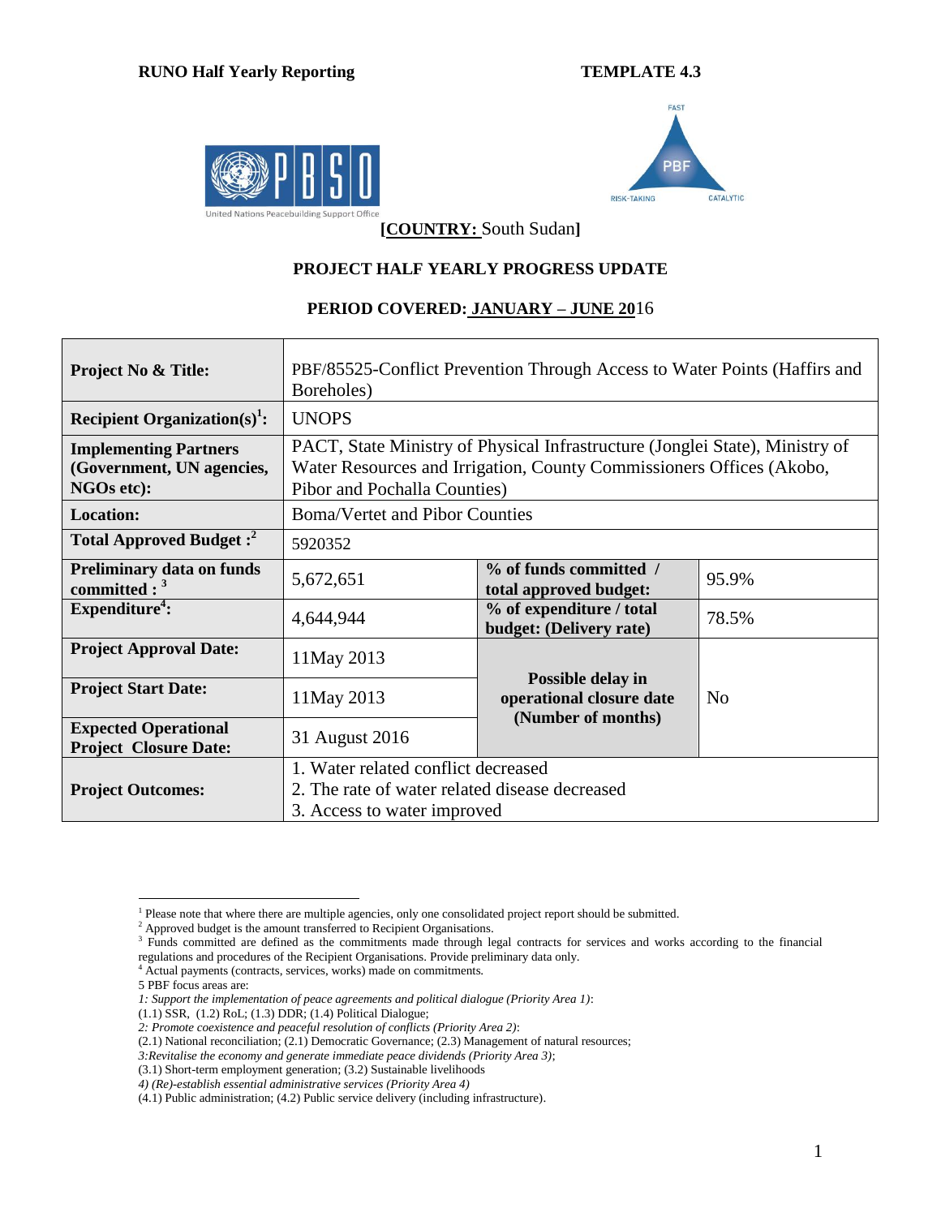**RUNO Half Yearly Reporting** **TEMPLATE 4.3**

**[COUNTRY: South Sudan]**

**PROJECT HALF YEARLY PROGRESS UPDATE**

**PERIOD COVERED: JANUARY – JUNE 2016**

| **Project No & Title:** | PBF/85525-Conflict Prevention Through Access to Water Points (Haffirs and Boreholes) | | |
|---|---|---|---|
| **Recipient Organization(s)[1]:** | UNOPS | | |
| **Implementing Partners (Government, UN agencies, NGOs etc):** | PACT, State Ministry of Physical Infrastructure (Jonglei State), Ministry of Water Resources and Irrigation, County Commissioners Offices (Akobo, Pibor and Pochalla Counties) | | |
| **Location:** | Boma/Vertet and Pibor Counties | | |
| **Total Approved Budget :[2]** | 5920352 | | |
| **Preliminary data on funds committed : [3]** | 5,672,651 | **% of funds committed / total approved budget:** | 95.9% |
| **Expenditure[4]:** | 4,644,944 | **% of expenditure / total budget: (Delivery rate)** | 78.5% |
| **Project Approval Date:** | 11May 2013 | **Possible delay in operational closure date (Number of months)** | No |
| **Project Start Date:** | 11May 2013 | | |
| **Expected Operational Project Closure Date:** | 31 August 2016 | | |
| **Project Outcomes:** | 1. Water related conflict decreased<br>2. The rate of water related disease decreased<br>3. Access to water improved | | |

[1] Please note that where there are multiple agencies, only one consolidated project report should be submitted.

[2] Approved budget is the amount transferred to Recipient Organisations.

[3] Funds committed are defined as the commitments made through legal contracts for services and works according to the financial regulations and procedures of the Recipient Organisations. Provide preliminary data only.

[4] Actual payments (contracts, services, works) made on commitments.

5 PBF focus areas are:

*1: Support the implementation of peace agreements and political dialogue (Priority Area 1)*:

(1.1) SSR, (1.2) RoL; (1.3) DDR; (1.4) Political Dialogue;

*2: Promote coexistence and peaceful resolution of conflicts (Priority Area 2)*:

(2.1) National reconciliation; (2.1) Democratic Governance; (2.3) Management of natural resources;

*3:Revitalise the economy and generate immediate peace dividends (Priority Area 3)*;

(3.1) Short-term employment generation; (3.2) Sustainable livelihoods

*4) (Re)-establish essential administrative services (Priority Area 4)*

(4.1) Public administration; (4.2) Public service delivery (including infrastructure).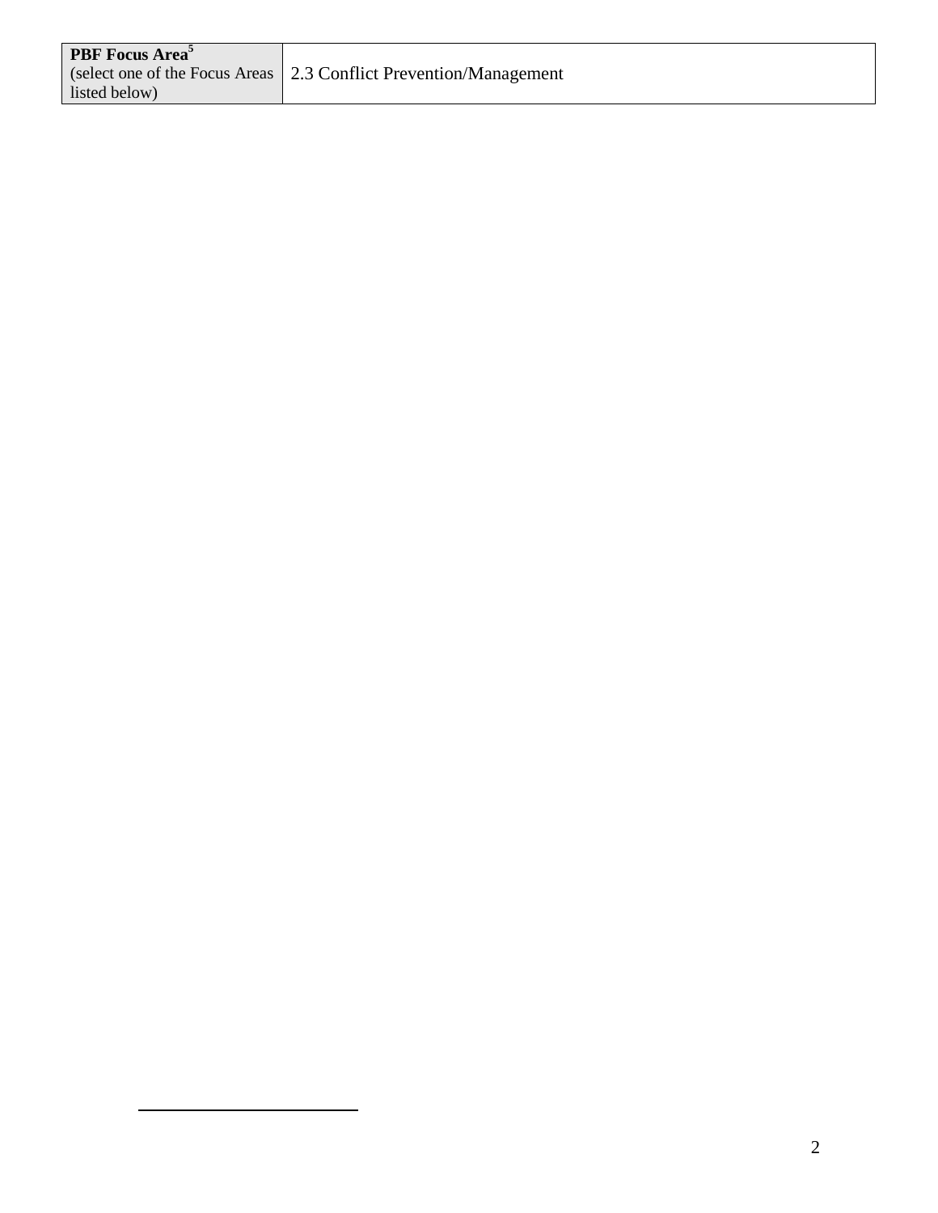| **PBF Focus Area**[5] (select one of the Focus Areas listed below) | 2.3 Conflict Prevention/Management |
| --- | --- |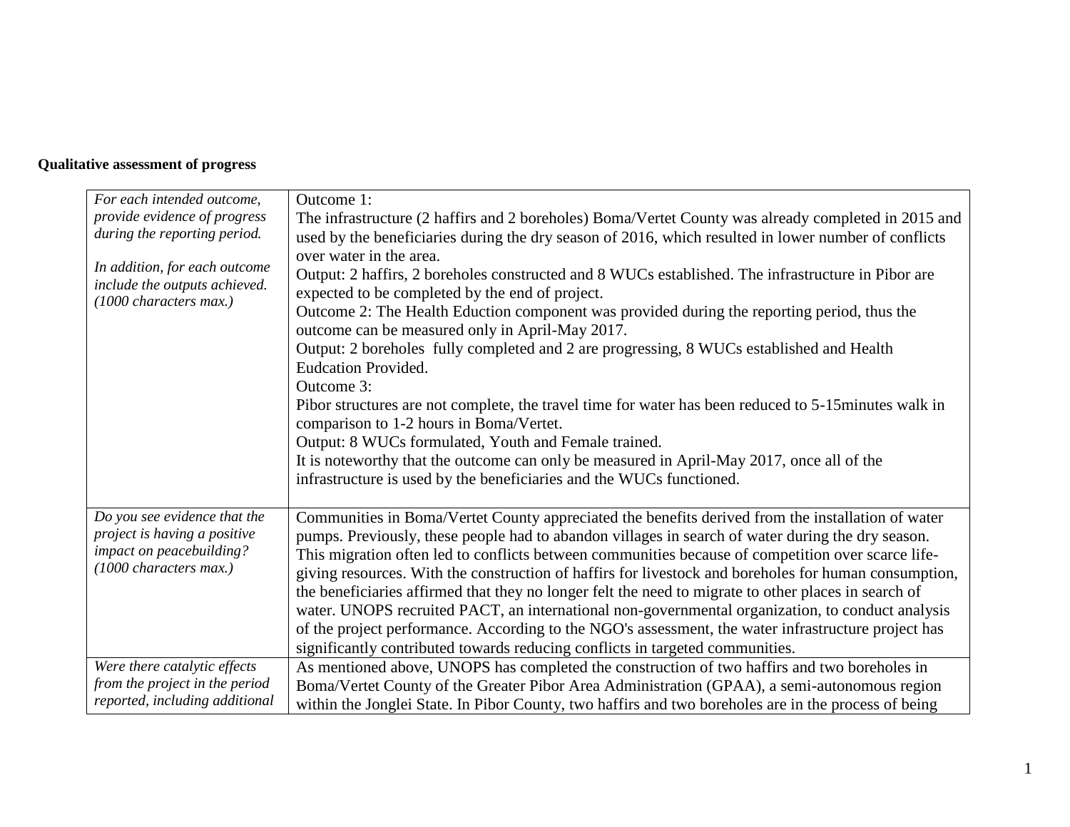**Qualitative assessment of progress**

| | |
|---|---|
| *For each intended outcome, provide evidence of progress during the reporting period.*<br><br>*In addition, for each outcome include the outputs achieved. (1000 characters max.)* | Outcome 1:<br>The infrastructure (2 haffirs and 2 boreholes) Boma/Vertet County was already completed in 2015 and used by the beneficiaries during the dry season of 2016, which resulted in lower number of conflicts over water in the area.<br>Output: 2 haffirs, 2 boreholes constructed and 8 WUCs established. The infrastructure in Pibor are expected to be completed by the end of project.<br>Outcome 2: The Health Eduction component was provided during the reporting period, thus the outcome can be measured only in April-May 2017.<br>Output: 2 boreholes fully completed and 2 are progressing, 8 WUCs established and Health Eudcation Provided.<br>Outcome 3:<br>Pibor structures are not complete, the travel time for water has been reduced to 5-15minutes walk in comparison to 1-2 hours in Boma/Vertet.<br>Output: 8 WUCs formulated, Youth and Female trained.<br>It is noteworthy that the outcome can only be measured in April-May 2017, once all of the infrastructure is used by the beneficiaries and the WUCs functioned. |
| *Do you see evidence that the project is having a positive impact on peacebuilding? (1000 characters max.)* | Communities in Boma/Vertet County appreciated the benefits derived from the installation of water pumps. Previously, these people had to abandon villages in search of water during the dry season. This migration often led to conflicts between communities because of competition over scarce life-giving resources. With the construction of haffirs for livestock and boreholes for human consumption, the beneficiaries affirmed that they no longer felt the need to migrate to other places in search of water. UNOPS recruited PACT, an international non-governmental organization, to conduct analysis of the project performance. According to the NGO's assessment, the water infrastructure project has significantly contributed towards reducing conflicts in targeted communities. |
| *Were there catalytic effects from the project in the period reported, including additional* | As mentioned above, UNOPS has completed the construction of two haffirs and two boreholes in Boma/Vertet County of the Greater Pibor Area Administration (GPAA), a semi-autonomous region within the Jonglei State. In Pibor County, two haffirs and two boreholes are in the process of being |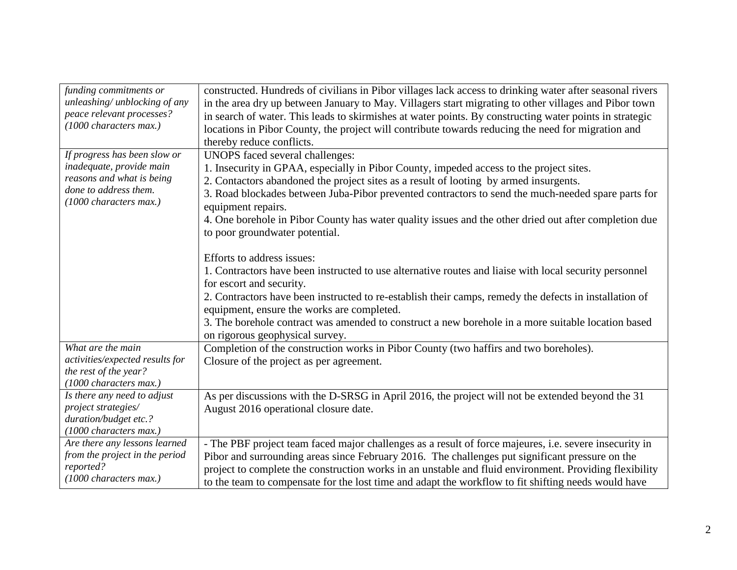| | |
|---|---|
| *funding commitments or unleashing/ unblocking of any peace relevant processes? (1000 characters max.)* | constructed. Hundreds of civilians in Pibor villages lack access to drinking water after seasonal rivers in the area dry up between January to May. Villagers start migrating to other villages and Pibor town in search of water. This leads to skirmishes at water points. By constructing water points in strategic locations in Pibor County, the project will contribute towards reducing the need for migration and thereby reduce conflicts. |
| *If progress has been slow or inadequate, provide main reasons and what is being done to address them. (1000 characters max.)* | UNOPS faced several challenges:<br>1. Insecurity in GPAA, especially in Pibor County, impeded access to the project sites.<br>2. Contactors abandoned the project sites as a result of looting by armed insurgents.<br>3. Road blockades between Juba-Pibor prevented contractors to send the much-needed spare parts for equipment repairs.<br>4. One borehole in Pibor County has water quality issues and the other dried out after completion due to poor groundwater potential.<br><br>Efforts to address issues:<br>1. Contractors have been instructed to use alternative routes and liaise with local security personnel for escort and security.<br>2. Contractors have been instructed to re-establish their camps, remedy the defects in installation of equipment, ensure the works are completed.<br>3. The borehole contract was amended to construct a new borehole in a more suitable location based on rigorous geophysical survey. |
| *What are the main activities/expected results for the rest of the year? (1000 characters max.)* | Completion of the construction works in Pibor County (two haffirs and two boreholes).<br>Closure of the project as per agreement. |
| *Is there any need to adjust project strategies/ duration/budget etc.? (1000 characters max.)* | As per discussions with the D-SRSG in April 2016, the project will not be extended beyond the 31 August 2016 operational closure date. |
| *Are there any lessons learned from the project in the period reported? (1000 characters max.)* | - The PBF project team faced major challenges as a result of force majeures, i.e. severe insecurity in Pibor and surrounding areas since February 2016. The challenges put significant pressure on the project to complete the construction works in an unstable and fluid environment. Providing flexibility to the team to compensate for the lost time and adapt the workflow to fit shifting needs would have |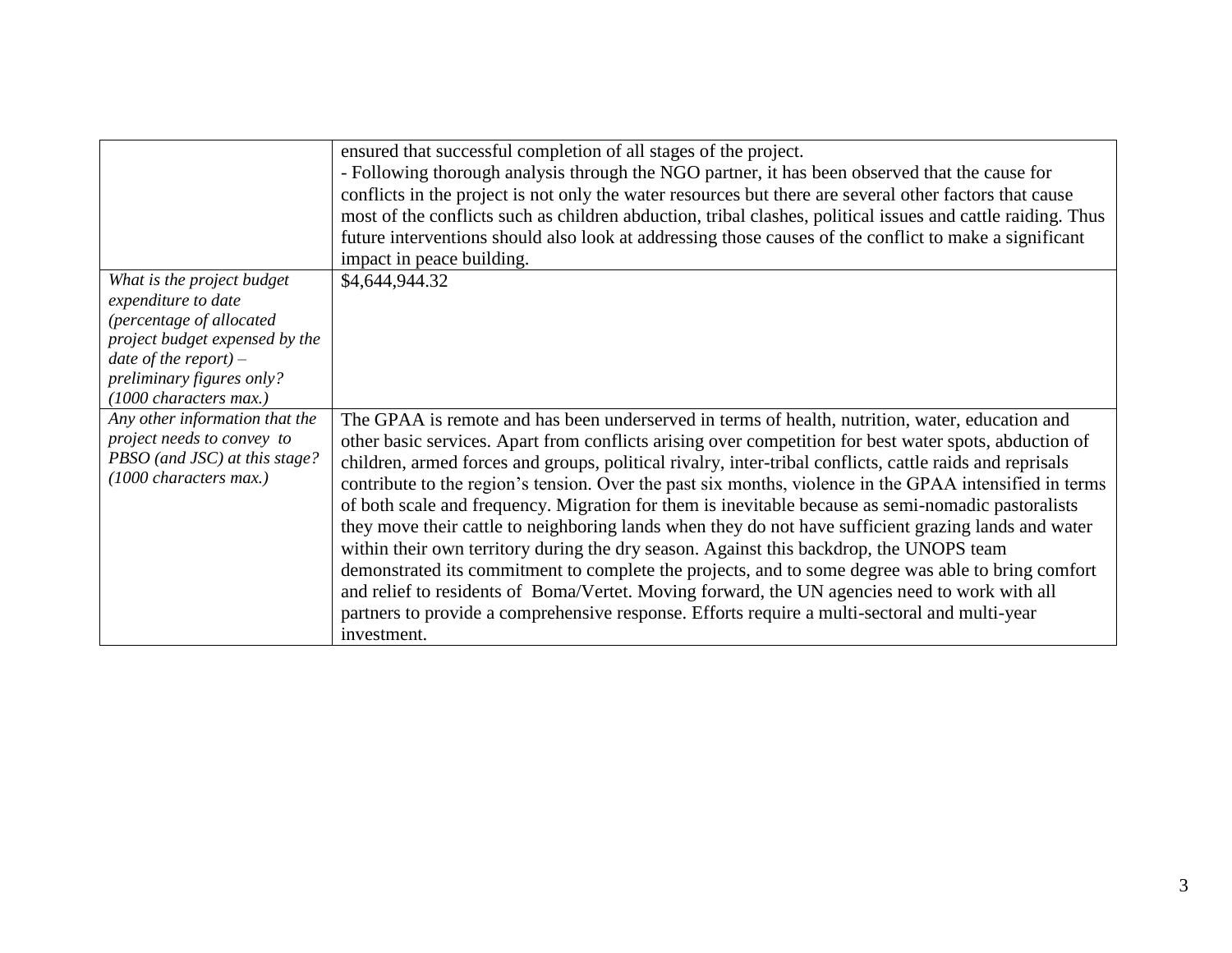| | |
|---|---|
| | ensured that successful completion of all stages of the project.<br>- Following thorough analysis through the NGO partner, it has been observed that the cause for conflicts in the project is not only the water resources but there are several other factors that cause most of the conflicts such as children abduction, tribal clashes, political issues and cattle raiding. Thus future interventions should also look at addressing those causes of the conflict to make a significant impact in peace building. |
| *What is the project budget expenditure to date (percentage of allocated project budget expensed by the date of the report) – preliminary figures only? (1000 characters max.)* | $4,644,944.32 |
| *Any other information that the project needs to convey to PBSO (and JSC) at this stage? (1000 characters max.)* | The GPAA is remote and has been underserved in terms of health, nutrition, water, education and other basic services. Apart from conflicts arising over competition for best water spots, abduction of children, armed forces and groups, political rivalry, inter-tribal conflicts, cattle raids and reprisals contribute to the region's tension. Over the past six months, violence in the GPAA intensified in terms of both scale and frequency. Migration for them is inevitable because as semi-nomadic pastoralists they move their cattle to neighboring lands when they do not have sufficient grazing lands and water within their own territory during the dry season. Against this backdrop, the UNOPS team demonstrated its commitment to complete the projects, and to some degree was able to bring comfort and relief to residents of Boma/Vertet. Moving forward, the UN agencies need to work with all partners to provide a comprehensive response. Efforts require a multi-sectoral and multi-year investment. |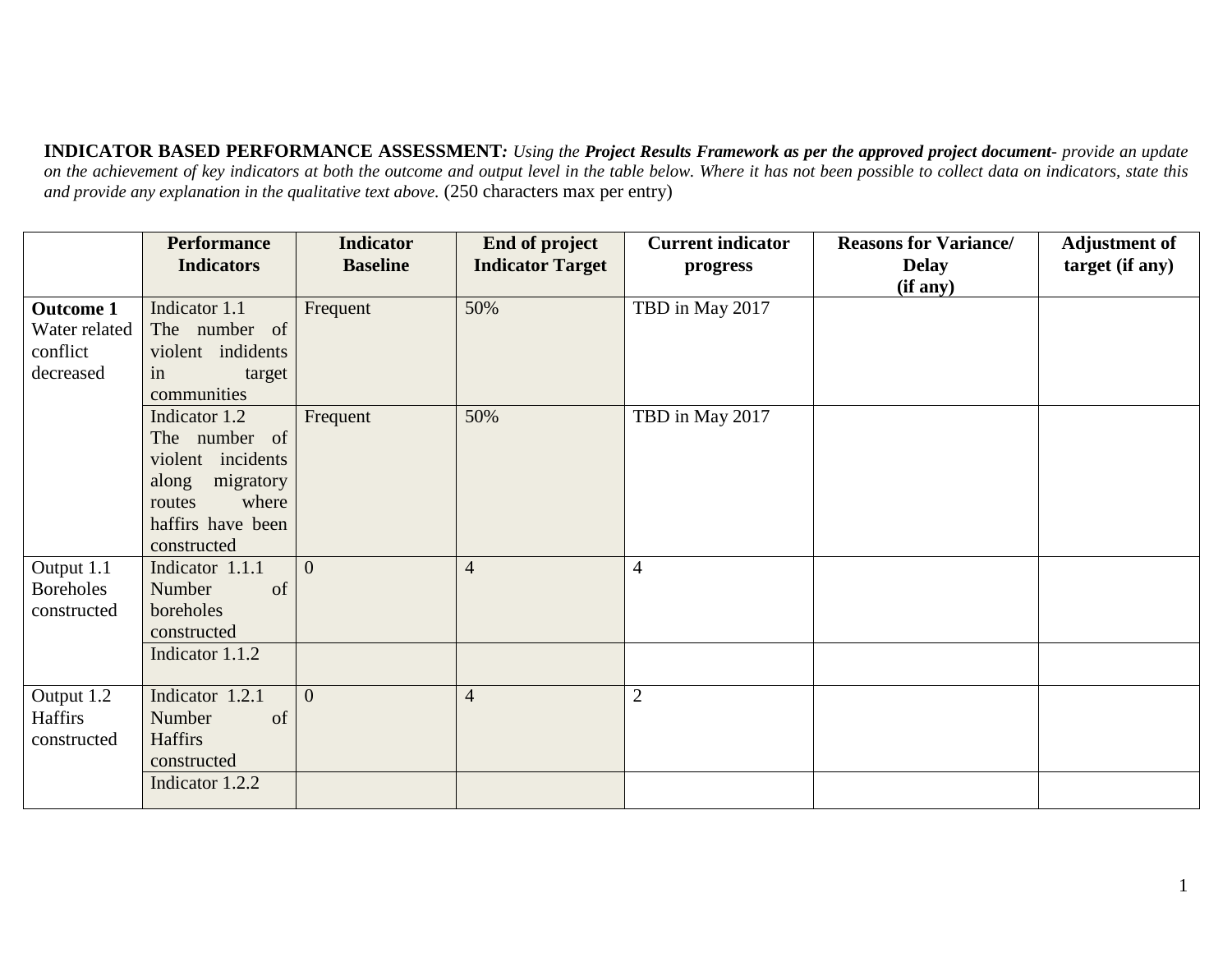**INDICATOR BASED PERFORMANCE ASSESSMENT***: Using the* ***Project Results Framework as per the approved project document****- provide an update on the achievement of key indicators at both the outcome and output level in the table below. Where it has not been possible to collect data on indicators, state this and provide any explanation in the qualitative text above.* (250 characters max per entry)

| | Performance Indicators | Indicator Baseline | End of project Indicator Target | Current indicator progress | Reasons for Variance/ Delay (if any) | Adjustment of target (if any) |
|---|---|---|---|---|---|---|
| **Outcome 1** Water related conflict decreased | Indicator 1.1 The number of violent indidents in target communities | Frequent | 50% | TBD in May 2017 | | |
| | Indicator 1.2 The number of violent incidents along migratory routes where haffirs have been constructed | Frequent | 50% | TBD in May 2017 | | |
| Output 1.1 Boreholes constructed | Indicator 1.1.1 Number of boreholes constructed | 0 | 4 | 4 | | |
| | Indicator 1.1.2 | | | | | |
| Output 1.2 Haffirs constructed | Indicator 1.2.1 Number of Haffirs constructed | 0 | 4 | 2 | | |
| | Indicator 1.2.2 | | | | | |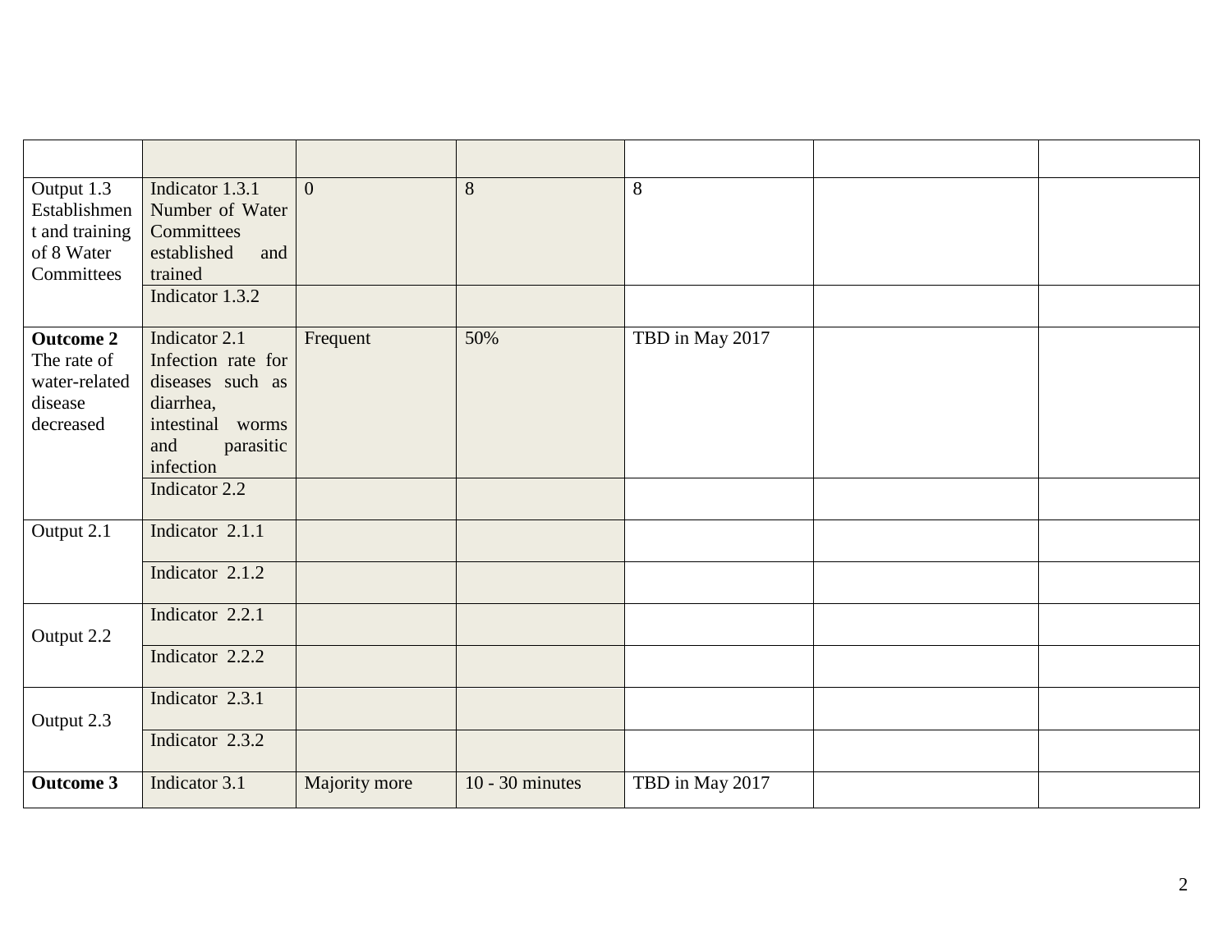| | | | | | | |
|---|---|---|---|---|---|---|
| Output 1.3 Establishment and training of 8 Water Committees | Indicator 1.3.1 Number of Water Committees established and trained | 0 | 8 | 8 | | |
| | Indicator 1.3.2 | | | | | |
| **Outcome 2** The rate of water-related disease decreased | Indicator 2.1 Infection rate for diseases such as diarrhea, intestinal worms and parasitic infection | Frequent | 50% | TBD in May 2017 | | |
| | Indicator 2.2 | | | | | |
| Output 2.1 | Indicator 2.1.1 | | | | | |
| | Indicator 2.1.2 | | | | | |
| Output 2.2 | Indicator 2.2.1 | | | | | |
| | Indicator 2.2.2 | | | | | |
| Output 2.3 | Indicator 2.3.1 | | | | | |
| | Indicator 2.3.2 | | | | | |
| **Outcome 3** | Indicator 3.1 | Majority more | 10 - 30 minutes | TBD in May 2017 | | |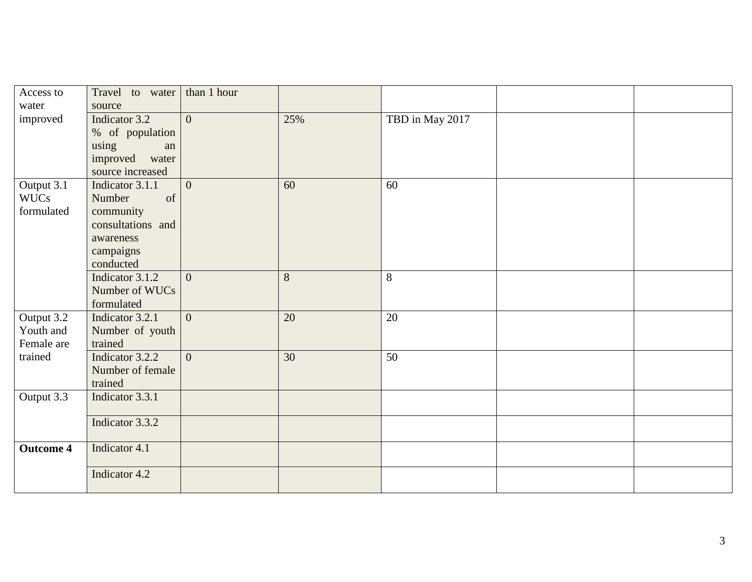| | | | | | | |
|---|---|---|---|---|---|---|
| Access to water improved | Travel to water source | than 1 hour | | | | |
| | Indicator 3.2 % of population using an improved water source increased | 0 | 25% | TBD in May 2017 | | |
| Output 3.1 WUCs formulated | Indicator 3.1.1 Number of community consultations and awareness campaigns conducted | 0 | 60 | 60 | | |
| | Indicator 3.1.2 Number of WUCs formulated | 0 | 8 | 8 | | |
| Output 3.2 Youth and Female are trained | Indicator 3.2.1 Number of youth trained | 0 | 20 | 20 | | |
| | Indicator 3.2.2 Number of female trained | 0 | 30 | 50 | | |
| Output 3.3 | Indicator 3.3.1 | | | | | |
| | Indicator 3.3.2 | | | | | |
| **Outcome 4** | Indicator 4.1 | | | | | |
| | Indicator 4.2 | | | | | |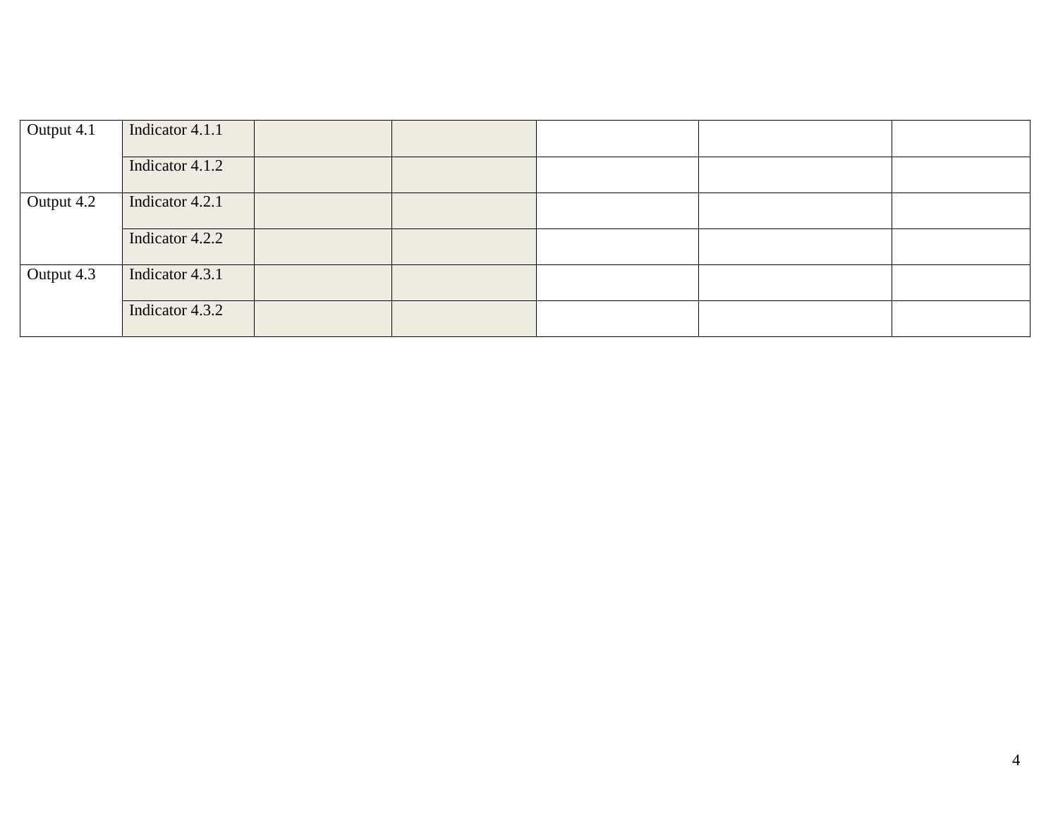| | | | | | | |
|---|---|---|---|---|---|---|
| Output 4.1 | Indicator 4.1.1 | | | | | |
| | Indicator 4.1.2 | | | | | |
| Output 4.2 | Indicator 4.2.1 | | | | | |
| | Indicator 4.2.2 | | | | | |
| Output 4.3 | Indicator 4.3.1 | | | | | |
| | Indicator 4.3.2 | | | | | |